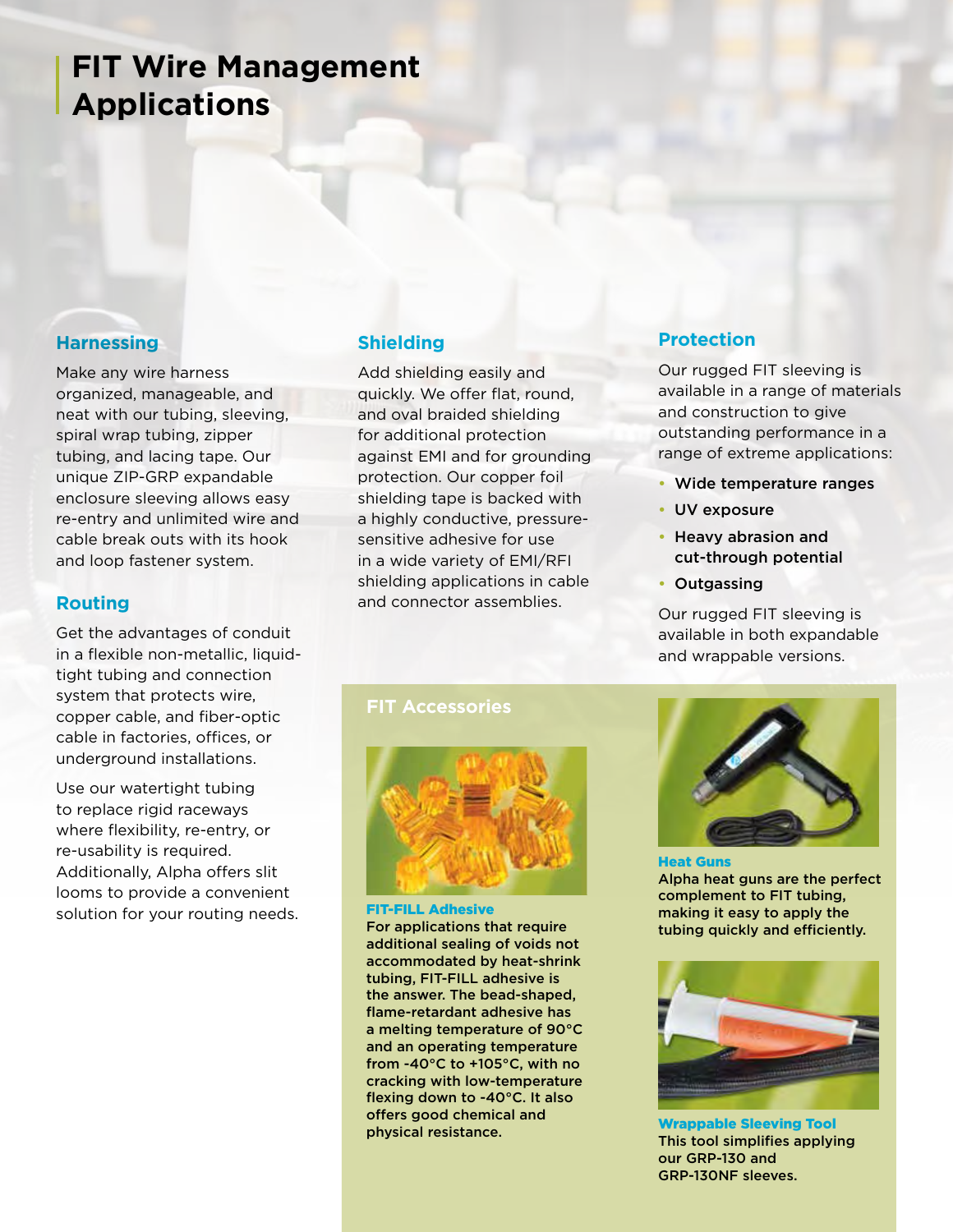# FIT Wire Management Applications

## Harnessing

Make any wire harness organized, manageable, and neat with our tubing, sleeving, spiral wrap tubing, zipper tubing, and lacing tape. Our unique ZIP-GRP expandable enclosure sleeving allows easy re-entry and unlimited wire and cable break outs with its hook and loop fastener system.

## Routing

Get the advantages of conduit in a flexible non-metallic, liquid-tight tubing and connection system that protects wire, copper cable, and fiber-optic cable in factories, offices, or underground installations.

Use our watertight tubing to replace rigid raceways where flexibility, re-entry, or re-usability is required. Additionally, Alpha offers slit looms to provide a convenient solution for your routing needs.

## Shielding

Add shielding easily and quickly. We offer flat, round, and oval braided shielding for additional protection against EMI and for grounding protection. Our copper foil shielding tape is backed with a highly conductive, pressure-sensitive adhesive for use in a wide variety of EMI/RFI shielding applications in cable and connector assemblies.

## Protection

Our rugged FIT sleeving is available in a range of materials and construction to give outstanding performance in a range of extreme applications:

- **Wide temperature ranges**
- **UV exposure**
- **Heavy abrasion and cut-through potential**
- **Outgassing**

Our rugged FIT sleeving is available in both expandable and wrappable versions.

## FIT Accessories

### FIT-FILL Adhesive

**For applications that require additional sealing of voids not accommodated by heat-shrink tubing, FIT-FILL adhesive is the answer. The bead-shaped, flame-retardant adhesive has a melting temperature of 90°C and an operating temperature from -40°C to +105°C, with no cracking with low-temperature flexing down to -40°C. It also offers good chemical and physical resistance.**

### Heat Guns

**Alpha heat guns are the perfect complement to FIT tubing, making it easy to apply the tubing quickly and efficiently.**

### Wrappable Sleeving Tool

**This tool simplifies applying our GRP-130 and GRP-130NF sleeves.**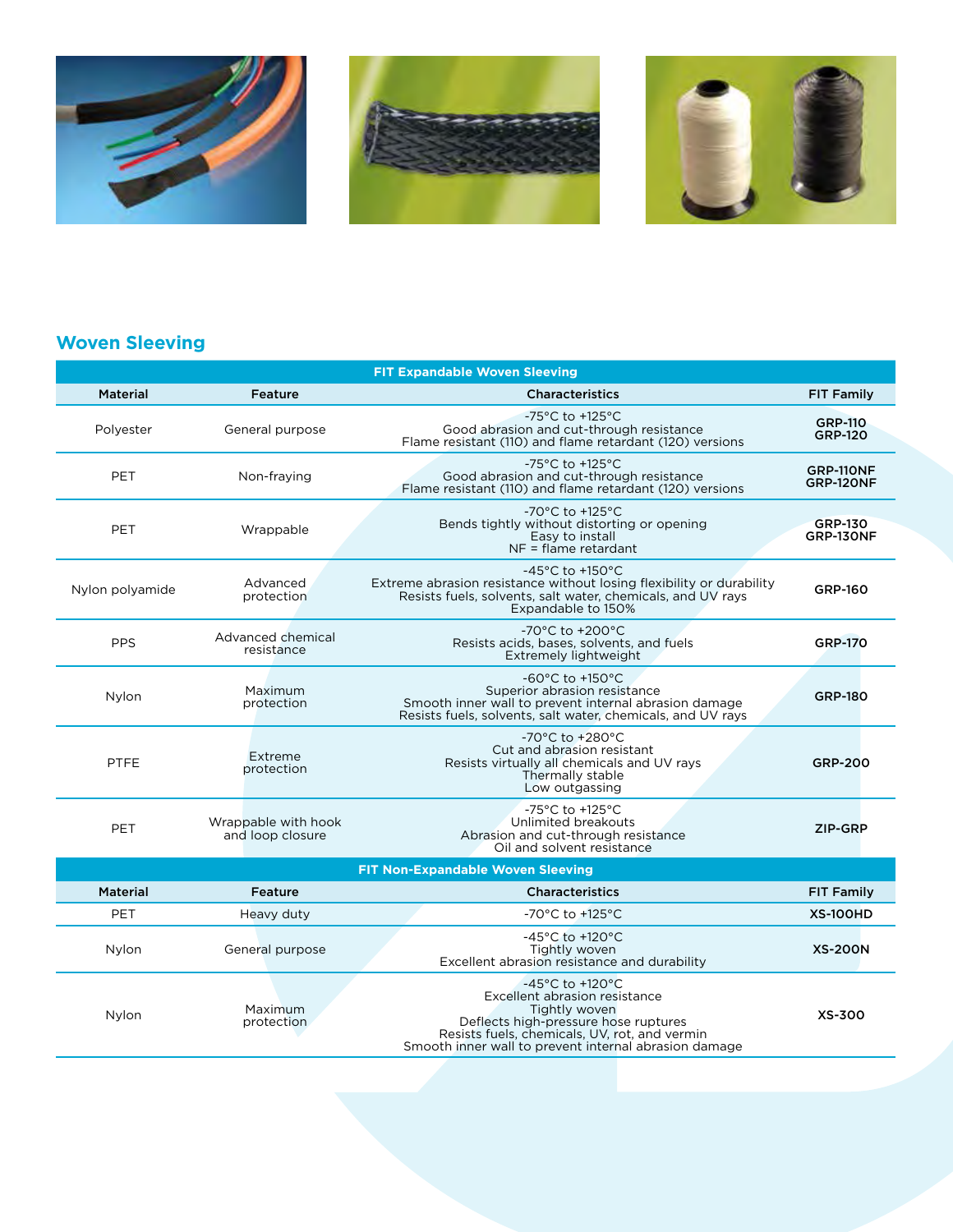## Woven Sleeving

| FIT Expandable Woven Sleeving | | | |
|---|---|---|---|
| **Material** | **Feature** | **Characteristics** | **FIT Family** |
| Polyester | General purpose | -75°C to +125°C<br>Good abrasion and cut-through resistance<br>Flame resistant (110) and flame retardant (120) versions | **GRP-110**<br>**GRP-120** |
| PET | Non-fraying | -75°C to +125°C<br>Good abrasion and cut-through resistance<br>Flame resistant (110) and flame retardant (120) versions | **GRP-110NF**<br>**GRP-120NF** |
| PET | Wrappable | -70°C to +125°C<br>Bends tightly without distorting or opening<br>Easy to install<br>NF = flame retardant | **GRP-130**<br>**GRP-130NF** |
| Nylon polyamide | Advanced protection | -45°C to +150°C<br>Extreme abrasion resistance without losing flexibility or durability<br>Resists fuels, solvents, salt water, chemicals, and UV rays<br>Expandable to 150% | **GRP-160** |
| PPS | Advanced chemical resistance | -70°C to +200°C<br>Resists acids, bases, solvents, and fuels<br>Extremely lightweight | **GRP-170** |
| Nylon | Maximum protection | -60°C to +150°C<br>Superior abrasion resistance<br>Smooth inner wall to prevent internal abrasion damage<br>Resists fuels, solvents, salt water, chemicals, and UV rays | **GRP-180** |
| PTFE | Extreme protection | -70°C to +280°C<br>Cut and abrasion resistant<br>Resists virtually all chemicals and UV rays<br>Thermally stable<br>Low outgassing | **GRP-200** |
| PET | Wrappable with hook and loop closure | -75°C to +125°C<br>Unlimited breakouts<br>Abrasion and cut-through resistance<br>Oil and solvent resistance | **ZIP-GRP** |

| FIT Non-Expandable Woven Sleeving | | | |
|---|---|---|---|
| **Material** | **Feature** | **Characteristics** | **FIT Family** |
| PET | Heavy duty | -70°C to +125°C | **XS-100HD** |
| Nylon | General purpose | -45°C to +120°C<br>Tightly woven<br>Excellent abrasion resistance and durability | **XS-200N** |
| Nylon | Maximum protection | -45°C to +120°C<br>Excellent abrasion resistance<br>Tightly woven<br>Deflects high-pressure hose ruptures<br>Resists fuels, chemicals, UV, rot, and vermin<br>Smooth inner wall to prevent internal abrasion damage | **XS-300** |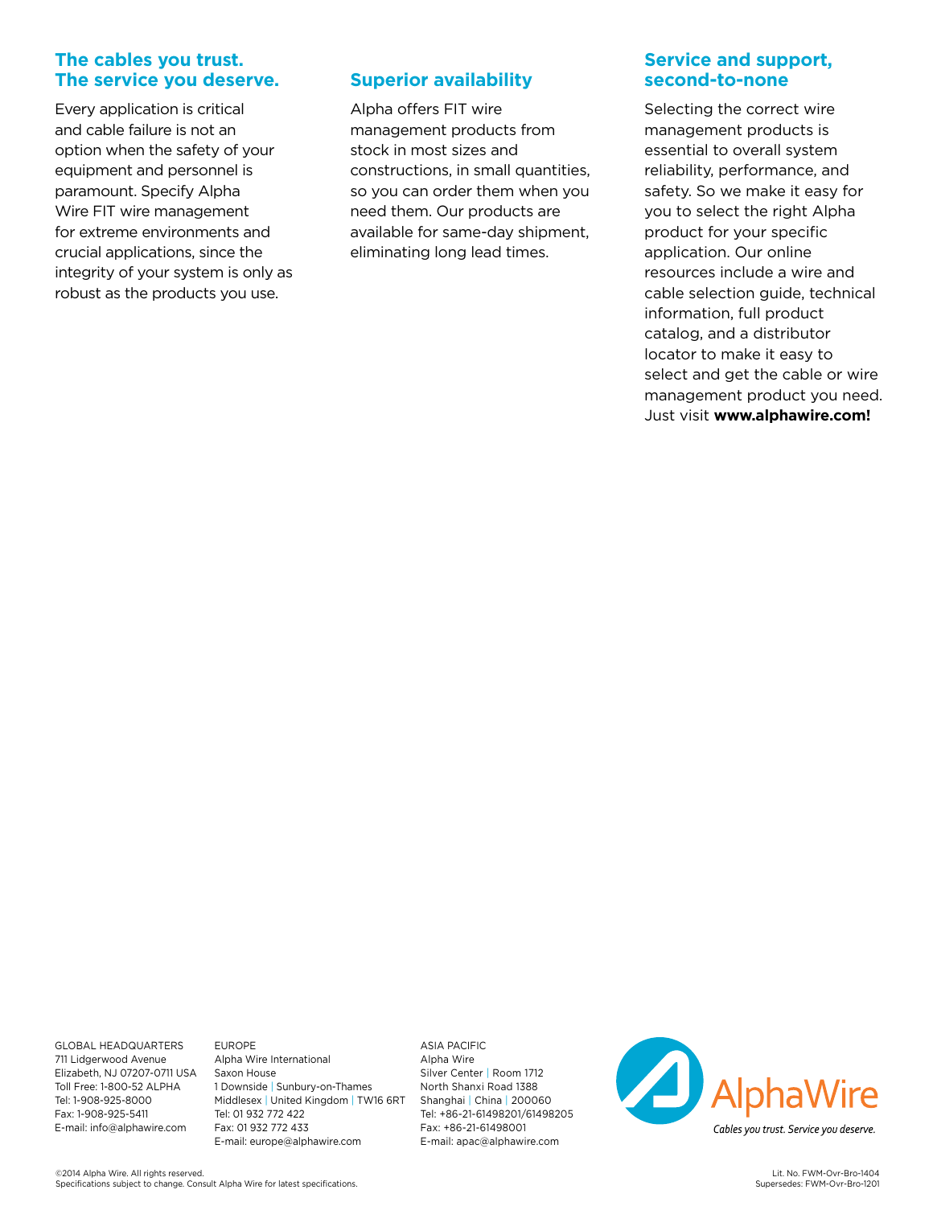## The cables you trust. The service you deserve.

Every application is critical and cable failure is not an option when the safety of your equipment and personnel is paramount. Specify Alpha Wire FIT wire management for extreme environments and crucial applications, since the integrity of your system is only as robust as the products you use.

## Superior availability

Alpha offers FIT wire management products from stock in most sizes and constructions, in small quantities, so you can order them when you need them. Our products are available for same-day shipment, eliminating long lead times.

## Service and support, second-to-none

Selecting the correct wire management products is essential to overall system reliability, performance, and safety. So we make it easy for you to select the right Alpha product for your specific application. Our online resources include a wire and cable selection guide, technical information, full product catalog, and a distributor locator to make it easy to select and get the cable or wire management product you need. Just visit **www.alphawire.com!**

GLOBAL HEADQUARTERS
711 Lidgerwood Avenue
Elizabeth, NJ 07207-0711 USA
Toll Free: 1-800-52 ALPHA
Tel: 1-908-925-8000
Fax: 1-908-925-5411
E-mail: info@alphawire.com

EUROPE
Alpha Wire International
Saxon House
1 Downside | Sunbury-on-Thames
Middlesex | United Kingdom | TW16 6RT
Tel: 01 932 772 422
Fax: 01 932 772 433
E-mail: europe@alphawire.com

ASIA PACIFIC
Alpha Wire
Silver Center | Room 1712
North Shanxi Road 1388
Shanghai | China | 200060
Tel: +86-21-61498201/61498205
Fax: +86-21-61498001
E-mail: apac@alphawire.com

AlphaWire
*Cables you trust. Service you deserve.*

©2014 Alpha Wire. All rights reserved.
Specifications subject to change. Consult Alpha Wire for latest specifications.

Lit. No. FWM-Ovr-Bro-1404
Supersedes: FWM-Ovr-Bro-1201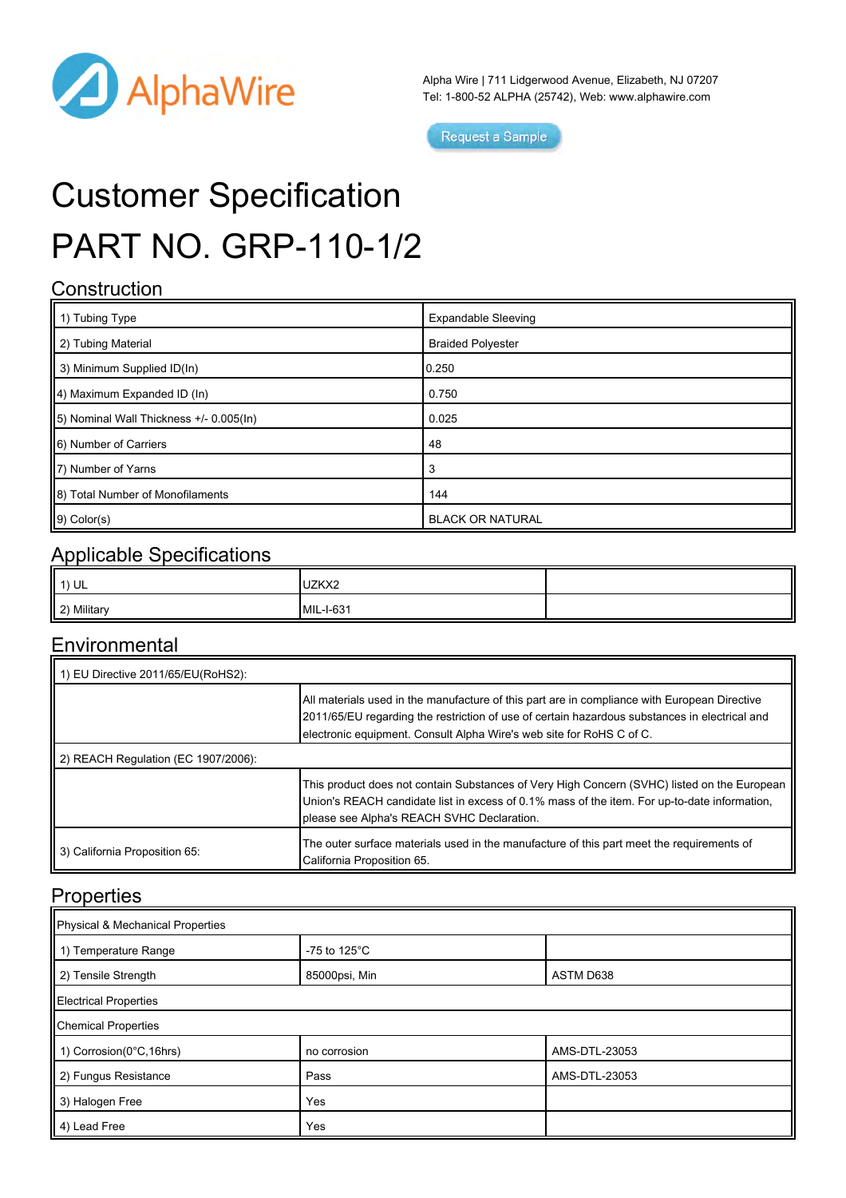AlphaWire

Alpha Wire | 711 Lidgerwood Avenue, Elizabeth, NJ 07207
Tel: 1-800-52 ALPHA (25742), Web: www.alphawire.com

Request a Sample

# Customer Specification

# PART NO. GRP-110-1/2

## Construction

| | |
|---|---|
| 1) Tubing Type | Expandable Sleeving |
| 2) Tubing Material | Braided Polyester |
| 3) Minimum Supplied ID(In) | 0.250 |
| 4) Maximum Expanded ID (In) | 0.750 |
| 5) Nominal Wall Thickness +/- 0.005(In) | 0.025 |
| 6) Number of Carriers | 48 |
| 7) Number of Yarns | 3 |
| 8) Total Number of Monofilaments | 144 |
| 9) Color(s) | BLACK OR NATURAL |

## Applicable Specifications

| | | |
|---|---|---|
| 1) UL | UZKX2 | |
| 2) Military | MIL-I-631 | |

## Environmental

| | |
|---|---|
| 1) EU Directive 2011/65/EU(RoHS2): | |
| | All materials used in the manufacture of this part are in compliance with European Directive 2011/65/EU regarding the restriction of use of certain hazardous substances in electrical and electronic equipment. Consult Alpha Wire's web site for RoHS C of C. |
| 2) REACH Regulation (EC 1907/2006): | |
| | This product does not contain Substances of Very High Concern (SVHC) listed on the European Union's REACH candidate list in excess of 0.1% mass of the item. For up-to-date information, please see Alpha's REACH SVHC Declaration. |
| 3) California Proposition 65: | The outer surface materials used in the manufacture of this part meet the requirements of California Proposition 65. |

## Properties

| | | |
|---|---|---|
| Physical & Mechanical Properties | | |
| 1) Temperature Range | -75 to 125°C | |
| 2) Tensile Strength | 85000psi, Min | ASTM D638 |
| Electrical Properties | | |
| Chemical Properties | | |
| 1) Corrosion(0°C,16hrs) | no corrosion | AMS-DTL-23053 |
| 2) Fungus Resistance | Pass | AMS-DTL-23053 |
| 3) Halogen Free | Yes | |
| 4) Lead Free | Yes | |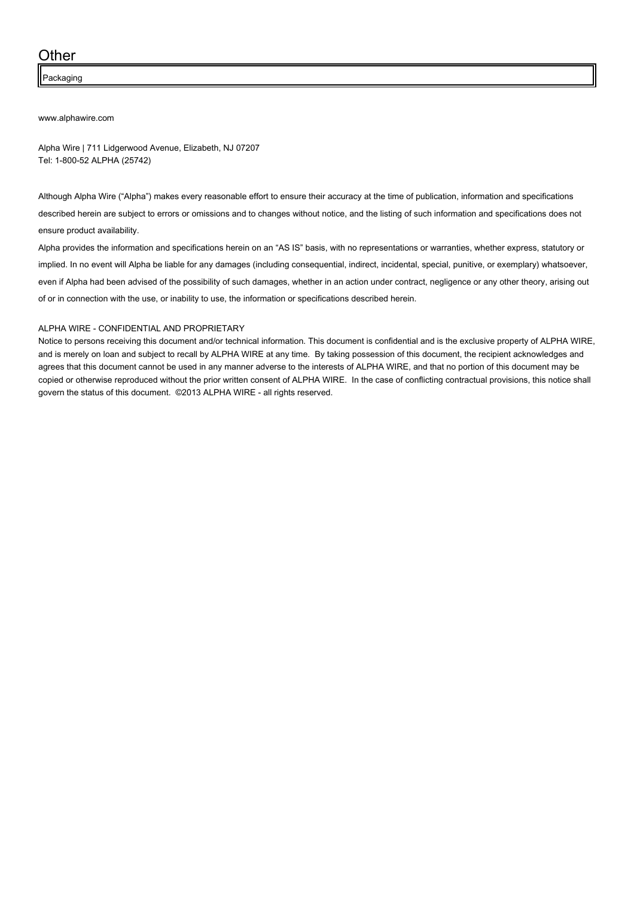## Other

| Packaging |
| --- |

www.alphawire.com

Alpha Wire | 711 Lidgerwood Avenue, Elizabeth, NJ 07207
Tel: 1-800-52 ALPHA (25742)

Although Alpha Wire ("Alpha") makes every reasonable effort to ensure their accuracy at the time of publication, information and specifications described herein are subject to errors or omissions and to changes without notice, and the listing of such information and specifications does not ensure product availability.

Alpha provides the information and specifications herein on an "AS IS" basis, with no representations or warranties, whether express, statutory or implied. In no event will Alpha be liable for any damages (including consequential, indirect, incidental, special, punitive, or exemplary) whatsoever, even if Alpha had been advised of the possibility of such damages, whether in an action under contract, negligence or any other theory, arising out of or in connection with the use, or inability to use, the information or specifications described herein.

ALPHA WIRE - CONFIDENTIAL AND PROPRIETARY
Notice to persons receiving this document and/or technical information. This document is confidential and is the exclusive property of ALPHA WIRE, and is merely on loan and subject to recall by ALPHA WIRE at any time. By taking possession of this document, the recipient acknowledges and agrees that this document cannot be used in any manner adverse to the interests of ALPHA WIRE, and that no portion of this document may be copied or otherwise reproduced without the prior written consent of ALPHA WIRE. In the case of conflicting contractual provisions, this notice shall govern the status of this document. ©2013 ALPHA WIRE - all rights reserved.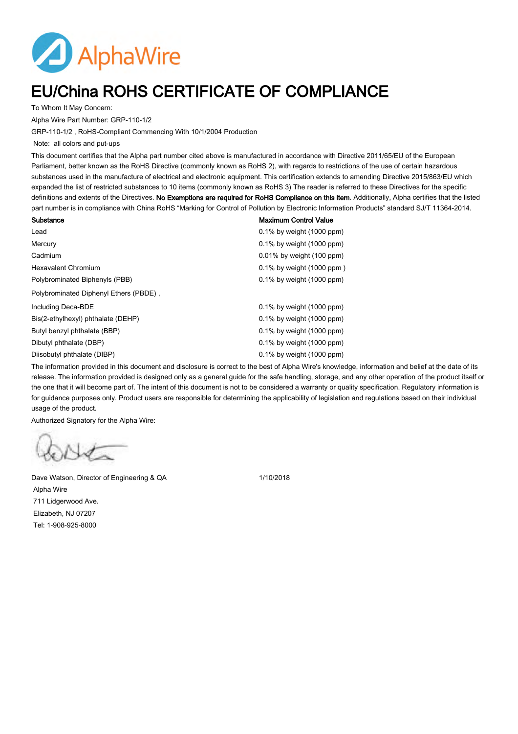AlphaWire

# EU/China ROHS CERTIFICATE OF COMPLIANCE

To Whom It May Concern:

Alpha Wire Part Number: GRP-110-1/2

GRP-110-1/2 , RoHS-Compliant Commencing With 10/1/2004 Production

Note: all colors and put-ups

This document certifies that the Alpha part number cited above is manufactured in accordance with Directive 2011/65/EU of the European Parliament, better known as the RoHS Directive (commonly known as RoHS 2), with regards to restrictions of the use of certain hazardous substances used in the manufacture of electrical and electronic equipment. This certification extends to amending Directive 2015/863/EU which expanded the list of restricted substances to 10 items (commonly known as RoHS 3) The reader is referred to these Directives for the specific definitions and extents of the Directives. **No Exemptions are required for RoHS Compliance on this item**. Additionally, Alpha certifies that the listed part number is in compliance with China RoHS "Marking for Control of Pollution by Electronic Information Products" standard SJ/T 11364-2014.

| Substance | Maximum Control Value |
|---|---|
| Lead | 0.1% by weight (1000 ppm) |
| Mercury | 0.1% by weight (1000 ppm) |
| Cadmium | 0.01% by weight (100 ppm) |
| Hexavalent Chromium | 0.1% by weight (1000 ppm ) |
| Polybrominated Biphenyls (PBB) | 0.1% by weight (1000 ppm) |
| Polybrominated Diphenyl Ethers (PBDE) , | |
| Including Deca-BDE | 0.1% by weight (1000 ppm) |
| Bis(2-ethylhexyl) phthalate (DEHP) | 0.1% by weight (1000 ppm) |
| Butyl benzyl phthalate (BBP) | 0.1% by weight (1000 ppm) |
| Dibutyl phthalate (DBP) | 0.1% by weight (1000 ppm) |
| Diisobutyl phthalate (DIBP) | 0.1% by weight (1000 ppm) |

The information provided in this document and disclosure is correct to the best of Alpha Wire's knowledge, information and belief at the date of its release. The information provided is designed only as a general guide for the safe handling, storage, and any other operation of the product itself or the one that it will become part of. The intent of this document is not to be considered a warranty or quality specification. Regulatory information is for guidance purposes only. Product users are responsible for determining the applicability of legislation and regulations based on their individual usage of the product.

Authorized Signatory for the Alpha Wire:

Dave Watson, Director of Engineering & QA — 1/10/2018

Alpha Wire
711 Lidgerwood Ave.
Elizabeth, NJ 07207
Tel: 1-908-925-8000